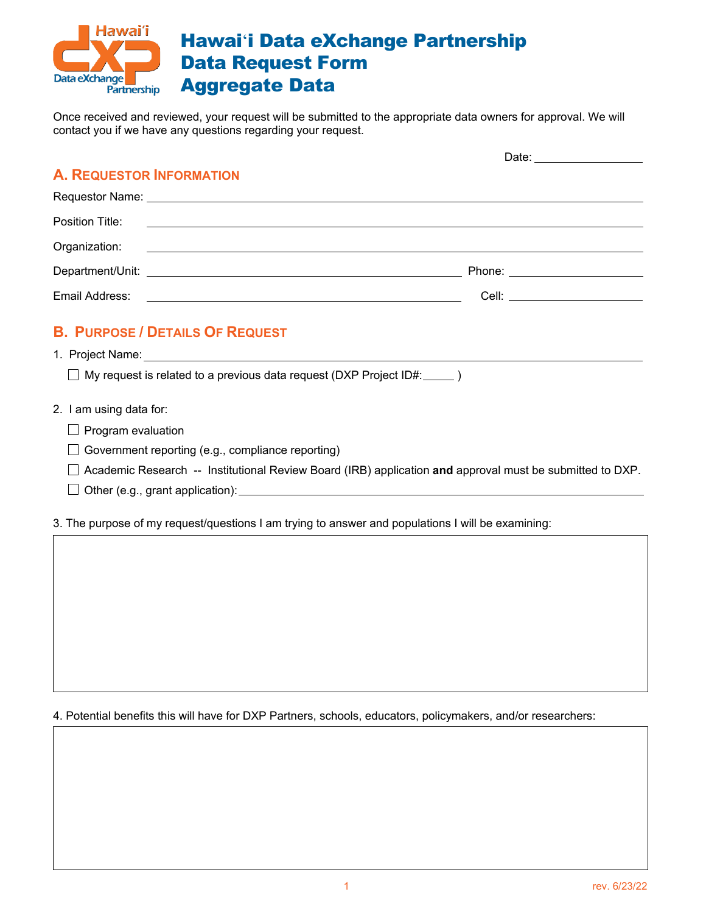# Hawaiʻi Data eXchange Partnership Data Request Form Aggregate Data

Once received and reviewed, your request will be submitted to the appropriate data owners for approval. We will contact you if we have any questions regarding your request.

Date: ________________

## A. Requestor Information

Requestor Name: ________________________________________

Position Title: ________________________________________

Organization: ________________________________________

Department/Unit: ______________________________ Phone: ________________

Email Address: ______________________________ Cell: ________________

## B. Purpose / Details Of Request

1. Project Name: ________________________________________

   ☐ My request is related to a previous data request (DXP Project ID#:_____ )

2. I am using data for:

   ☐ Program evaluation

   ☐ Government reporting (e.g., compliance reporting)

   ☐ Academic Research -- Institutional Review Board (IRB) application **and** approval must be submitted to DXP.

   ☐ Other (e.g., grant application): ________________________________________

3. The purpose of my request/questions I am trying to answer and populations I will be examining:

|  |
|---|
|  |

4. Potential benefits this will have for DXP Partners, schools, educators, policymakers, and/or researchers:

|  |
|---|
|  |

rev. 6/23/22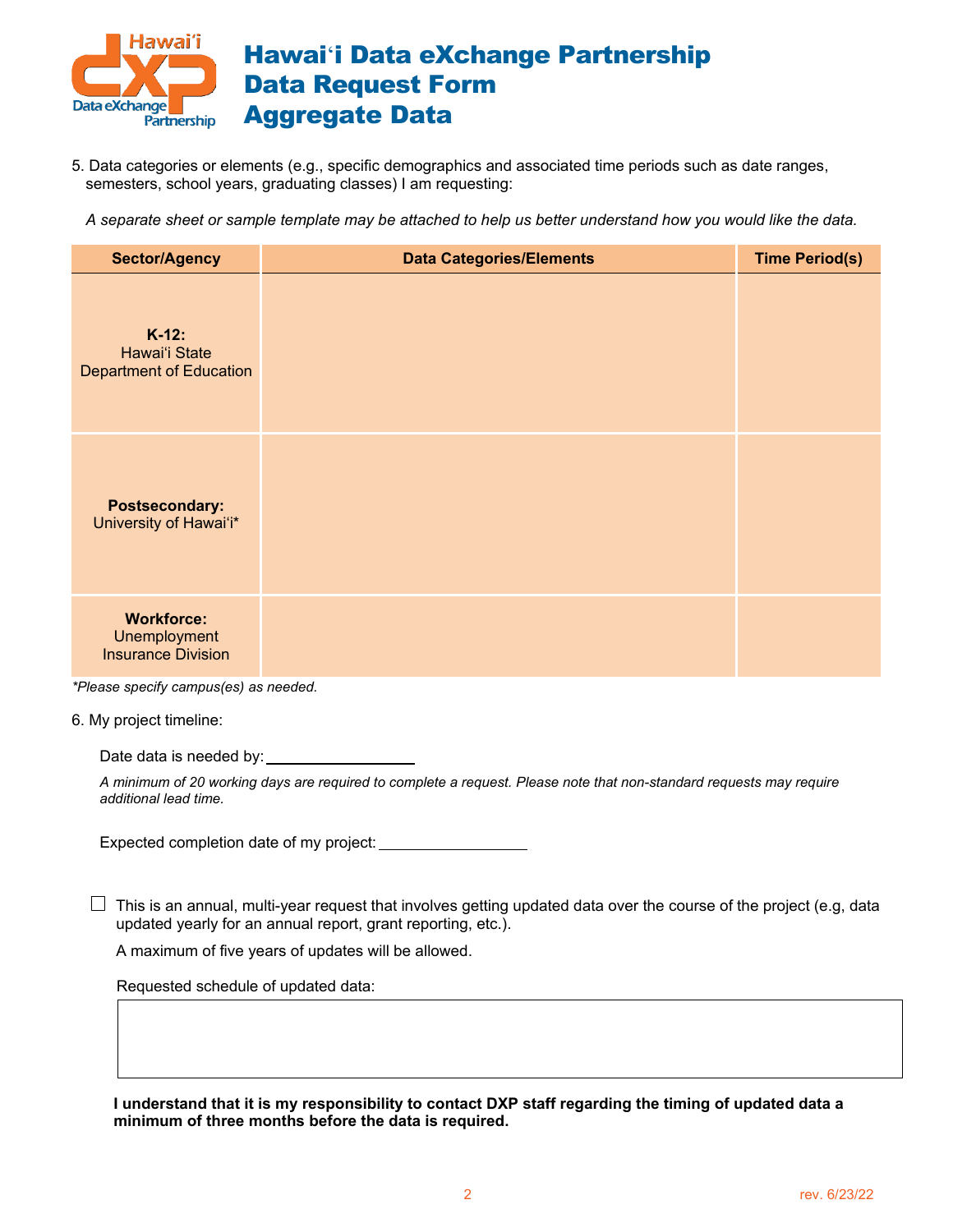# Hawaiʻi Data eXchange Partnership Data Request Form Aggregate Data

5. Data categories or elements (e.g., specific demographics and associated time periods such as date ranges, semesters, school years, graduating classes) I am requesting:

*A separate sheet or sample template may be attached to help us better understand how you would like the data.*

| Sector/Agency | Data Categories/Elements | Time Period(s) |
|---|---|---|
| **K-12:** Hawaiʻi State Department of Education | | |
| **Postsecondary:** University of Hawaiʻi* | | |
| **Workforce:** Unemployment Insurance Division | | |

*\*Please specify campus(es) as needed.*

6. My project timeline:

Date data is needed by: ________________

*A minimum of 20 working days are required to complete a request. Please note that non-standard requests may require additional lead time.*

Expected completion date of my project: ________________

☐ This is an annual, multi-year request that involves getting updated data over the course of the project (e.g, data updated yearly for an annual report, grant reporting, etc.).

A maximum of five years of updates will be allowed.

Requested schedule of updated data:

**I understand that it is my responsibility to contact DXP staff regarding the timing of updated data a minimum of three months before the data is required.**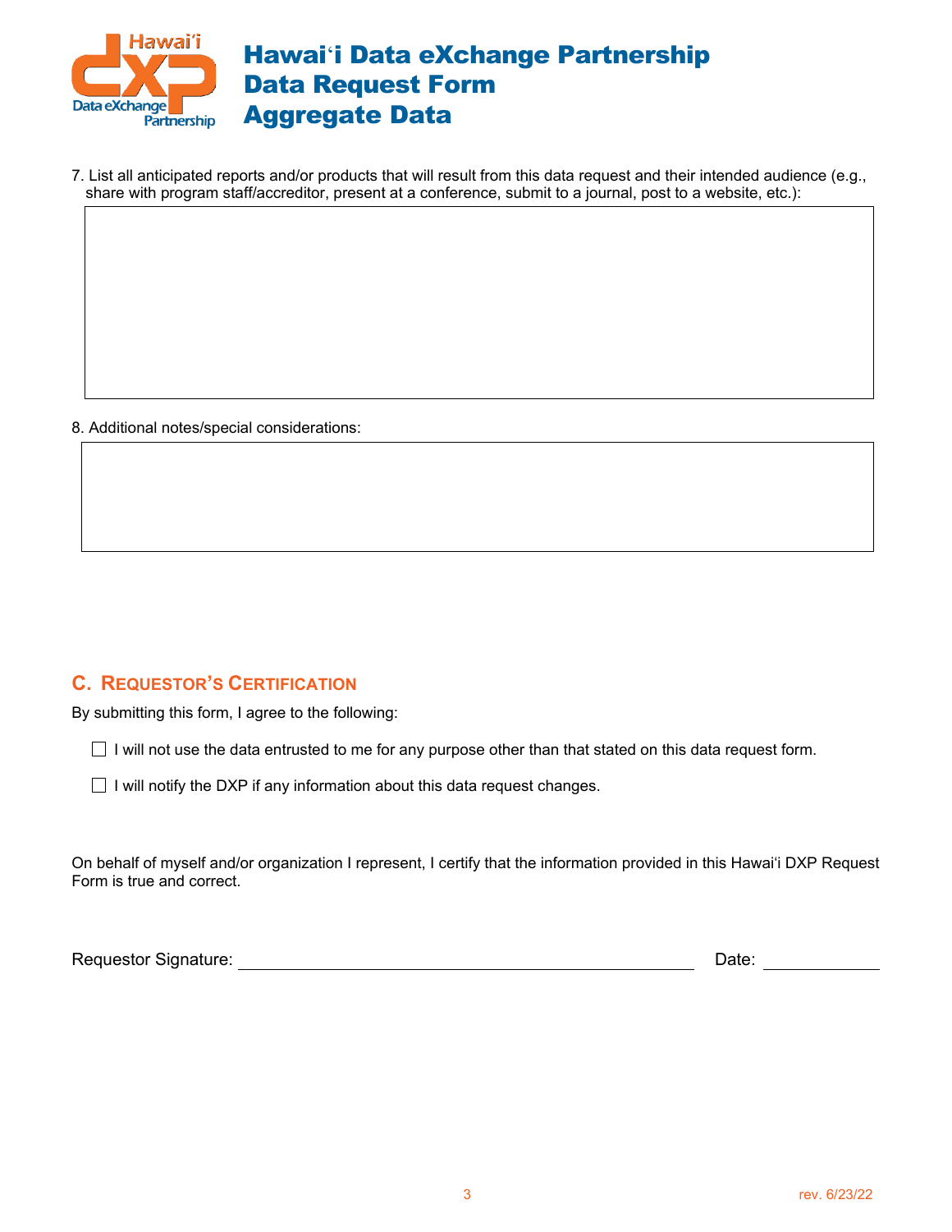# Hawaiʻi Data eXchange Partnership Data Request Form Aggregate Data

7. List all anticipated reports and/or products that will result from this data request and their intended audience (e.g., share with program staff/accreditor, present at a conference, submit to a journal, post to a website, etc.):

8. Additional notes/special considerations:

## C. Requestor's Certification

By submitting this form, I agree to the following:

- ☐ I will not use the data entrusted to me for any purpose other than that stated on this data request form.
- ☐ I will notify the DXP if any information about this data request changes.

On behalf of myself and/or organization I represent, I certify that the information provided in this Hawaiʻi DXP Request Form is true and correct.

Requestor Signature: ______________________________ Date: ____________

rev. 6/23/22